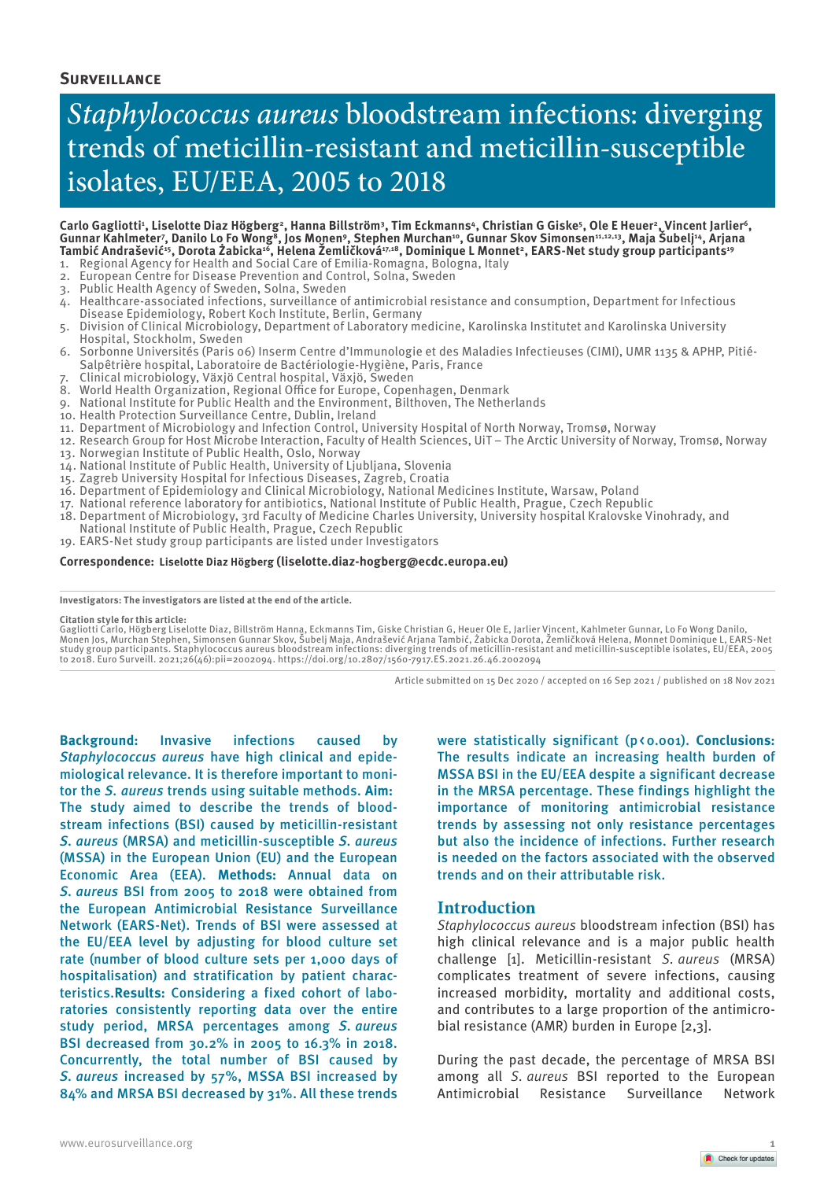**Surveillance**

# *Staphylococcus aureus* bloodstream infections: diverging trends of meticillin-resistant and meticillin-susceptible isolates, EU/EEA, 2005 to 2018

**Carlo Gagliotti[1], Liselotte Diaz Högberg[2], Hanna Billström[3], Tim Eckmanns[4], Christian G Giske[5], Ole E Heuer[2], Vincent Jarlier[6], Gunnar Kahlmeter[7], Danilo Lo Fo Wong[8], Jos Monen[9], Stephen Murchan[10], Gunnar Skov Simonsen[11,12,13], Maja Šubelj[14], Arjana Tambić Andrašević[15], Dorota Żabicka[16], Helena Žemličková[17,18], Dominique L Monnet[2], EARS-Net study group participants[19]**

1. Regional Agency for Health and Social Care of Emilia-Romagna, Bologna, Italy
2. European Centre for Disease Prevention and Control, Solna, Sweden
3. Public Health Agency of Sweden, Solna, Sweden
4. Healthcare-associated infections, surveillance of antimicrobial resistance and consumption, Department for Infectious Disease Epidemiology, Robert Koch Institute, Berlin, Germany
5. Division of Clinical Microbiology, Department of Laboratory medicine, Karolinska Institutet and Karolinska University Hospital, Stockholm, Sweden
6. Sorbonne Universités (Paris 06) Inserm Centre d'Immunologie et des Maladies Infectieuses (CIMI), UMR 1135 & APHP, Pitié-Salpêtrière hospital, Laboratoire de Bactériologie-Hygiène, Paris, France
7. Clinical microbiology, Växjö Central hospital, Växjö, Sweden
8. World Health Organization, Regional Office for Europe, Copenhagen, Denmark
9. National Institute for Public Health and the Environment, Bilthoven, The Netherlands
10. Health Protection Surveillance Centre, Dublin, Ireland
11. Department of Microbiology and Infection Control, University Hospital of North Norway, Tromsø, Norway
12. Research Group for Host Microbe Interaction, Faculty of Health Sciences, UiT – The Arctic University of Norway, Tromsø, Norway
13. Norwegian Institute of Public Health, Oslo, Norway
14. National Institute of Public Health, University of Ljubljana, Slovenia
15. Zagreb University Hospital for Infectious Diseases, Zagreb, Croatia
16. Department of Epidemiology and Clinical Microbiology, National Medicines Institute, Warsaw, Poland
17. National reference laboratory for antibiotics, National Institute of Public Health, Prague, Czech Republic
18. Department of Microbiology, 3rd Faculty of Medicine Charles University, University hospital Kralovske Vinohrady, and National Institute of Public Health, Prague, Czech Republic
19. EARS-Net study group participants are listed under Investigators

**Correspondence:** **Liselotte Diaz Högberg (liselotte.diaz-hogberg@ecdc.europa.eu)**

**Investigators: The investigators are listed at the end of the article.**

**Citation style for this article:**
Gagliotti Carlo, Högberg Liselotte Diaz, Billström Hanna, Eckmanns Tim, Giske Christian G, Heuer Ole E, Jarlier Vincent, Kahlmeter Gunnar, Lo Fo Wong Danilo, Monen Jos, Murchan Stephen, Simonsen Gunnar Skov, Šubelj Maja, Andrašević Arjana Tambić, Żabicka Dorota, Žemličková Helena, Monnet Dominique L, EARS-Net study group participants. Staphylococcus aureus bloodstream infections: diverging trends of meticillin-resistant and meticillin-susceptible isolates, EU/EEA, 2005 to 2018. Euro Surveill. 2021;26(46):pii=2002094. https://doi.org/10.2807/1560-7917.ES.2021.26.46.2002094

Article submitted on 15 Dec 2020 / accepted on 16 Sep 2021 / published on 18 Nov 2021

**Background:** Invasive infections caused by *Staphylococcus aureus* have high clinical and epidemiological relevance. It is therefore important to monitor the *S. aureus* trends using suitable methods. **Aim:** The study aimed to describe the trends of bloodstream infections (BSI) caused by meticillin-resistant *S. aureus* (MRSA) and meticillin-susceptible *S. aureus* (MSSA) in the European Union (EU) and the European Economic Area (EEA). **Methods:** Annual data on *S. aureus* BSI from 2005 to 2018 were obtained from the European Antimicrobial Resistance Surveillance Network (EARS-Net). Trends of BSI were assessed at the EU/EEA level by adjusting for blood culture set rate (number of blood culture sets per 1,000 days of hospitalisation) and stratification by patient characteristics. **Results:** Considering a fixed cohort of laboratories consistently reporting data over the entire study period, MRSA percentages among *S. aureus* BSI decreased from 30.2% in 2005 to 16.3% in 2018. Concurrently, the total number of BSI by *S. aureus* increased by 57%, MSSA BSI increased by 84% and MRSA BSI decreased by 31%. All these trends were statistically significant ($p < 0.001$). **Conclusions:** The results indicate an increasing health burden of MSSA BSI in the EU/EEA despite a significant decrease in the MRSA percentage. These findings highlight the importance of monitoring antimicrobial resistance trends by assessing not only resistance percentages but also the incidence of infections. Further research is needed on the factors associated with the observed trends and on their attributable risk.

## Introduction

*Staphylococcus aureus* bloodstream infection (BSI) has high clinical relevance and is a major public health challenge [1]. Meticillin-resistant *S. aureus* (MRSA) complicates treatment of severe infections, causing increased morbidity, mortality and additional costs, and contributes to a large proportion of the antimicrobial resistance (AMR) burden in Europe [2,3].

During the past decade, the percentage of MRSA BSI among all *S. aureus* BSI reported to the European Antimicrobial Resistance Surveillance Network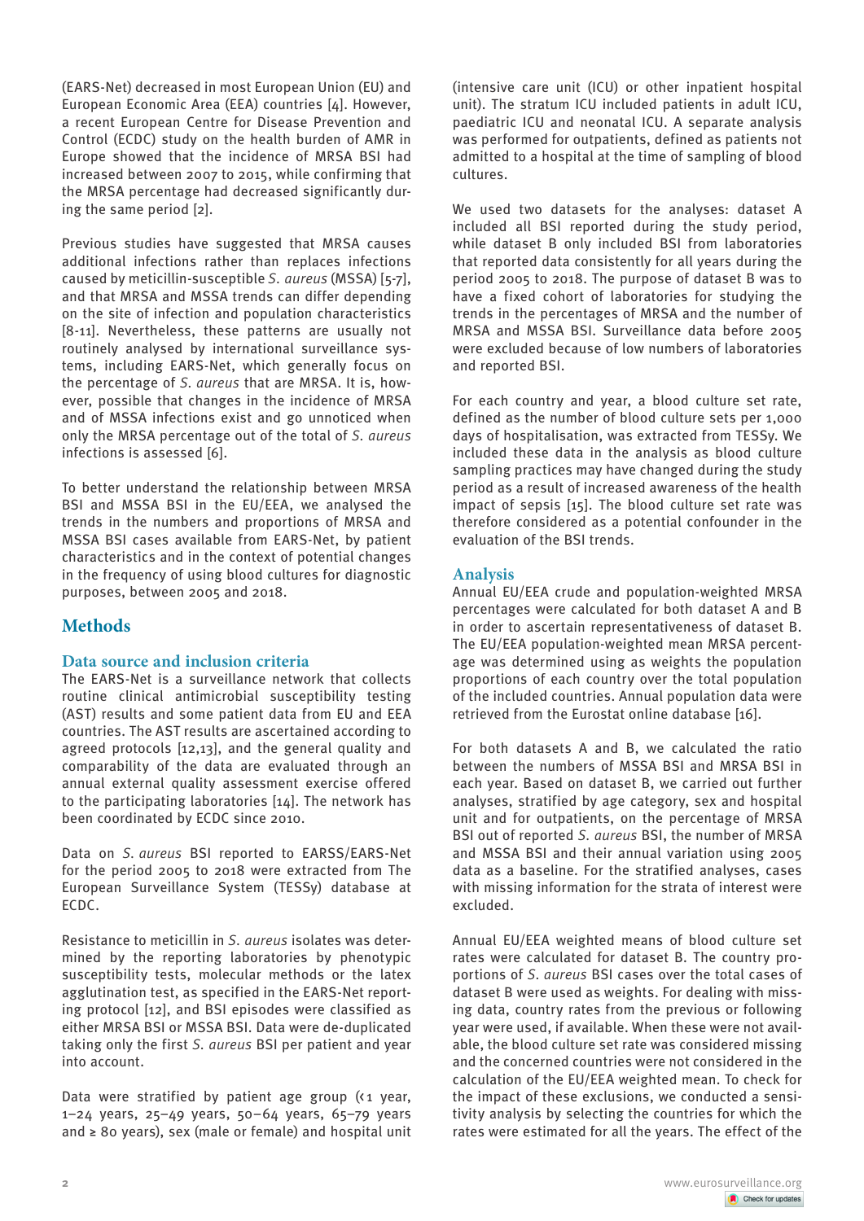(EARS-Net) decreased in most European Union (EU) and European Economic Area (EEA) countries [4]. However, a recent European Centre for Disease Prevention and Control (ECDC) study on the health burden of AMR in Europe showed that the incidence of MRSA BSI had increased between 2007 to 2015, while confirming that the MRSA percentage had decreased significantly during the same period [2].

Previous studies have suggested that MRSA causes additional infections rather than replaces infections caused by meticillin-susceptible *S. aureus* (MSSA) [5-7], and that MRSA and MSSA trends can differ depending on the site of infection and population characteristics [8-11]. Nevertheless, these patterns are usually not routinely analysed by international surveillance systems, including EARS-Net, which generally focus on the percentage of *S. aureus* that are MRSA. It is, however, possible that changes in the incidence of MRSA and of MSSA infections exist and go unnoticed when only the MRSA percentage out of the total of *S. aureus* infections is assessed [6].

To better understand the relationship between MRSA BSI and MSSA BSI in the EU/EEA, we analysed the trends in the numbers and proportions of MRSA and MSSA BSI cases available from EARS-Net, by patient characteristics and in the context of potential changes in the frequency of using blood cultures for diagnostic purposes, between 2005 and 2018.

## Methods

### Data source and inclusion criteria

The EARS-Net is a surveillance network that collects routine clinical antimicrobial susceptibility testing (AST) results and some patient data from EU and EEA countries. The AST results are ascertained according to agreed protocols [12,13], and the general quality and comparability of the data are evaluated through an annual external quality assessment exercise offered to the participating laboratories [14]. The network has been coordinated by ECDC since 2010.

Data on *S. aureus* BSI reported to EARSS/EARS-Net for the period 2005 to 2018 were extracted from The European Surveillance System (TESSy) database at ECDC.

Resistance to meticillin in *S. aureus* isolates was determined by the reporting laboratories by phenotypic susceptibility tests, molecular methods or the latex agglutination test, as specified in the EARS-Net reporting protocol [12], and BSI episodes were classified as either MRSA BSI or MSSA BSI. Data were de-duplicated taking only the first *S. aureus* BSI per patient and year into account.

Data were stratified by patient age group (<1 year, 1–24 years, 25–49 years, 50–64 years, 65–79 years and ≥ 80 years), sex (male or female) and hospital unit (intensive care unit (ICU) or other inpatient hospital unit). The stratum ICU included patients in adult ICU, paediatric ICU and neonatal ICU. A separate analysis was performed for outpatients, defined as patients not admitted to a hospital at the time of sampling of blood cultures.

We used two datasets for the analyses: dataset A included all BSI reported during the study period, while dataset B only included BSI from laboratories that reported data consistently for all years during the period 2005 to 2018. The purpose of dataset B was to have a fixed cohort of laboratories for studying the trends in the percentages of MRSA and the number of MRSA and MSSA BSI. Surveillance data before 2005 were excluded because of low numbers of laboratories and reported BSI.

For each country and year, a blood culture set rate, defined as the number of blood culture sets per 1,000 days of hospitalisation, was extracted from TESSy. We included these data in the analysis as blood culture sampling practices may have changed during the study period as a result of increased awareness of the health impact of sepsis [15]. The blood culture set rate was therefore considered as a potential confounder in the evaluation of the BSI trends.

### Analysis

Annual EU/EEA crude and population-weighted MRSA percentages were calculated for both dataset A and B in order to ascertain representativeness of dataset B. The EU/EEA population-weighted mean MRSA percentage was determined using as weights the population proportions of each country over the total population of the included countries. Annual population data were retrieved from the Eurostat online database [16].

For both datasets A and B, we calculated the ratio between the numbers of MSSA BSI and MRSA BSI in each year. Based on dataset B, we carried out further analyses, stratified by age category, sex and hospital unit and for outpatients, on the percentage of MRSA BSI out of reported *S. aureus* BSI, the number of MRSA and MSSA BSI and their annual variation using 2005 data as a baseline. For the stratified analyses, cases with missing information for the strata of interest were excluded.

Annual EU/EEA weighted means of blood culture set rates were calculated for dataset B. The country proportions of *S. aureus* BSI cases over the total cases of dataset B were used as weights. For dealing with missing data, country rates from the previous or following year were used, if available. When these were not available, the blood culture set rate was considered missing and the concerned countries were not considered in the calculation of the EU/EEA weighted mean. To check for the impact of these exclusions, we conducted a sensitivity analysis by selecting the countries for which the rates were estimated for all the years. The effect of the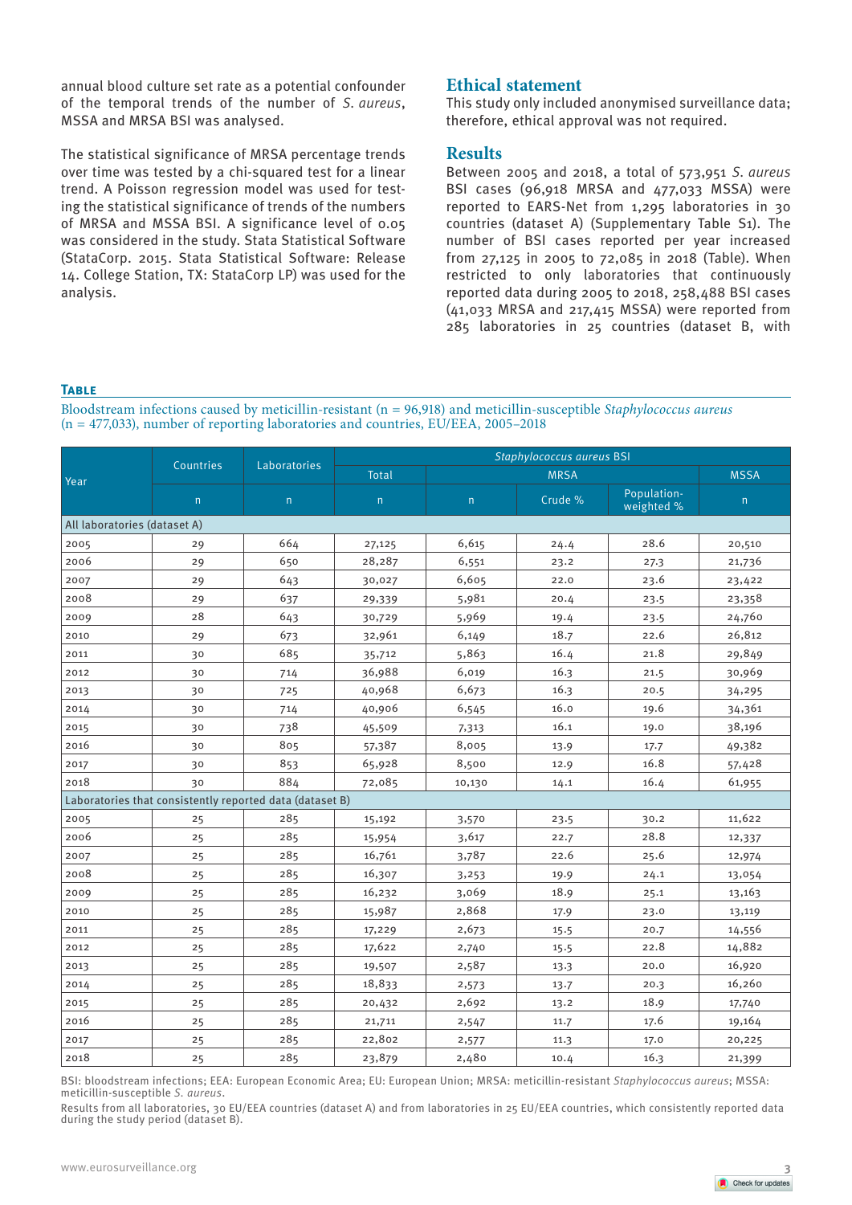annual blood culture set rate as a potential confounder of the temporal trends of the number of *S. aureus*, MSSA and MRSA BSI was analysed.

The statistical significance of MRSA percentage trends over time was tested by a chi-squared test for a linear trend. A Poisson regression model was used for testing the statistical significance of trends of the numbers of MRSA and MSSA BSI. A significance level of 0.05 was considered in the study. Stata Statistical Software (StataCorp. 2015. Stata Statistical Software: Release 14. College Station, TX: StataCorp LP) was used for the analysis.

## Ethical statement

This study only included anonymised surveillance data; therefore, ethical approval was not required.

## Results

Between 2005 and 2018, a total of 573,951 *S. aureus* BSI cases (96,918 MRSA and 477,033 MSSA) were reported to EARS-Net from 1,295 laboratories in 30 countries (dataset A) (Supplementary Table S1). The number of BSI cases reported per year increased from 27,125 in 2005 to 72,085 in 2018 (Table). When restricted to only laboratories that continuously reported data during 2005 to 2018, 258,488 BSI cases (41,033 MRSA and 217,415 MSSA) were reported from 285 laboratories in 25 countries (dataset B, with

**Table**

Bloodstream infections caused by meticillin-resistant (n = 96,918) and meticillin-susceptible *Staphylococcus aureus* (n = 477,033), number of reporting laboratories and countries, EU/EEA, 2005–2018

| Year | Countries | Laboratories | *Staphylococcus aureus* BSI | | | | |
|---|---|---|---|---|---|---|---|
| | | | Total | MRSA | | | MSSA |
| | n | n | n | n | Crude % | Population-weighted % | n |
| **All laboratories (dataset A)** | | | | | | | |
| 2005 | 29 | 664 | 27,125 | 6,615 | 24.4 | 28.6 | 20,510 |
| 2006 | 29 | 650 | 28,287 | 6,551 | 23.2 | 27.3 | 21,736 |
| 2007 | 29 | 643 | 30,027 | 6,605 | 22.0 | 23.6 | 23,422 |
| 2008 | 29 | 637 | 29,339 | 5,981 | 20.4 | 23.5 | 23,358 |
| 2009 | 28 | 643 | 30,729 | 5,969 | 19.4 | 23.5 | 24,760 |
| 2010 | 29 | 673 | 32,961 | 6,149 | 18.7 | 22.6 | 26,812 |
| 2011 | 30 | 685 | 35,712 | 5,863 | 16.4 | 21.8 | 29,849 |
| 2012 | 30 | 714 | 36,988 | 6,019 | 16.3 | 21.5 | 30,969 |
| 2013 | 30 | 725 | 40,968 | 6,673 | 16.3 | 20.5 | 34,295 |
| 2014 | 30 | 714 | 40,906 | 6,545 | 16.0 | 19.6 | 34,361 |
| 2015 | 30 | 738 | 45,509 | 7,313 | 16.1 | 19.0 | 38,196 |
| 2016 | 30 | 805 | 57,387 | 8,005 | 13.9 | 17.7 | 49,382 |
| 2017 | 30 | 853 | 65,928 | 8,500 | 12.9 | 16.8 | 57,428 |
| 2018 | 30 | 884 | 72,085 | 10,130 | 14.1 | 16.4 | 61,955 |
| **Laboratories that consistently reported data (dataset B)** | | | | | | | |
| 2005 | 25 | 285 | 15,192 | 3,570 | 23.5 | 30.2 | 11,622 |
| 2006 | 25 | 285 | 15,954 | 3,617 | 22.7 | 28.8 | 12,337 |
| 2007 | 25 | 285 | 16,761 | 3,787 | 22.6 | 25.6 | 12,974 |
| 2008 | 25 | 285 | 16,307 | 3,253 | 19.9 | 24.1 | 13,054 |
| 2009 | 25 | 285 | 16,232 | 3,069 | 18.9 | 25.1 | 13,163 |
| 2010 | 25 | 285 | 15,987 | 2,868 | 17.9 | 23.0 | 13,119 |
| 2011 | 25 | 285 | 17,229 | 2,673 | 15.5 | 20.7 | 14,556 |
| 2012 | 25 | 285 | 17,622 | 2,740 | 15.5 | 22.8 | 14,882 |
| 2013 | 25 | 285 | 19,507 | 2,587 | 13.3 | 20.0 | 16,920 |
| 2014 | 25 | 285 | 18,833 | 2,573 | 13.7 | 20.3 | 16,260 |
| 2015 | 25 | 285 | 20,432 | 2,692 | 13.2 | 18.9 | 17,740 |
| 2016 | 25 | 285 | 21,711 | 2,547 | 11.7 | 17.6 | 19,164 |
| 2017 | 25 | 285 | 22,802 | 2,577 | 11.3 | 17.0 | 20,225 |
| 2018 | 25 | 285 | 23,879 | 2,480 | 10.4 | 16.3 | 21,399 |

BSI: bloodstream infections; EEA: European Economic Area; EU: European Union; MRSA: meticillin-resistant *Staphylococcus aureus*; MSSA: meticillin-susceptible *S. aureus*.

Results from all laboratories, 30 EU/EEA countries (dataset A) and from laboratories in 25 EU/EEA countries, which consistently reported data during the study period (dataset B).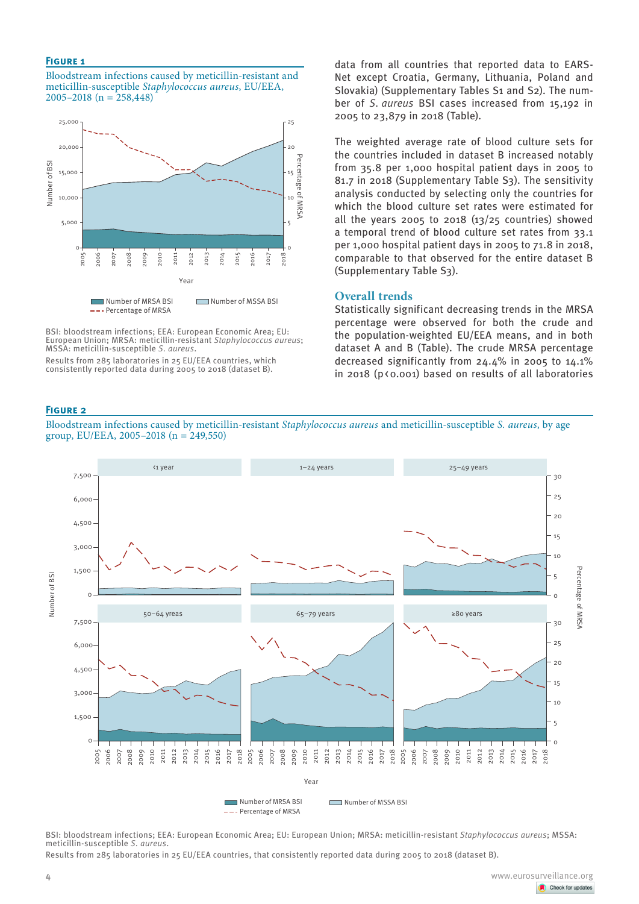**Figure 1**

Bloodstream infections caused by meticillin-resistant and meticillin-susceptible *Staphylococcus aureus*, EU/EEA, 2005–2018 (n = 258,448)

BSI: bloodstream infections; EEA: European Economic Area; EU: European Union; MRSA: meticillin-resistant *Staphylococcus aureus*; MSSA: meticillin-susceptible *S. aureus*.

Results from 285 laboratories in 25 EU/EEA countries, which consistently reported data during 2005 to 2018 (dataset B).

data from all countries that reported data to EARS-Net except Croatia, Germany, Lithuania, Poland and Slovakia) (Supplementary Tables S1 and S2). The number of *S. aureus* BSI cases increased from 15,192 in 2005 to 23,879 in 2018 (Table).

The weighted average rate of blood culture sets for the countries included in dataset B increased notably from 35.8 per 1,000 hospital patient days in 2005 to 81.7 in 2018 (Supplementary Table S3). The sensitivity analysis conducted by selecting only the countries for which the blood culture set rates were estimated for all the years 2005 to 2018 (13/25 countries) showed a temporal trend of blood culture set rates from 33.1 per 1,000 hospital patient days in 2005 to 71.8 in 2018, comparable to that observed for the entire dataset B (Supplementary Table S3).

## Overall trends

Statistically significant decreasing trends in the MRSA percentage were observed for both the crude and the population-weighted EU/EEA means, and in both dataset A and B (Table). The crude MRSA percentage decreased significantly from 24.4% in 2005 to 14.1% in 2018 ($p < 0.001$) based on results of all laboratories

**Figure 2**

Bloodstream infections caused by meticillin-resistant *Staphylococcus aureus* and meticillin-susceptible *S. aureus*, by age group, EU/EEA, 2005–2018 (n = 249,550)

BSI: bloodstream infections; EEA: European Economic Area; EU: European Union; MRSA: meticillin-resistant *Staphylococcus aureus*; MSSA: meticillin-susceptible *S. aureus*.

Results from 285 laboratories in 25 EU/EEA countries, that consistently reported data during 2005 to 2018 (dataset B).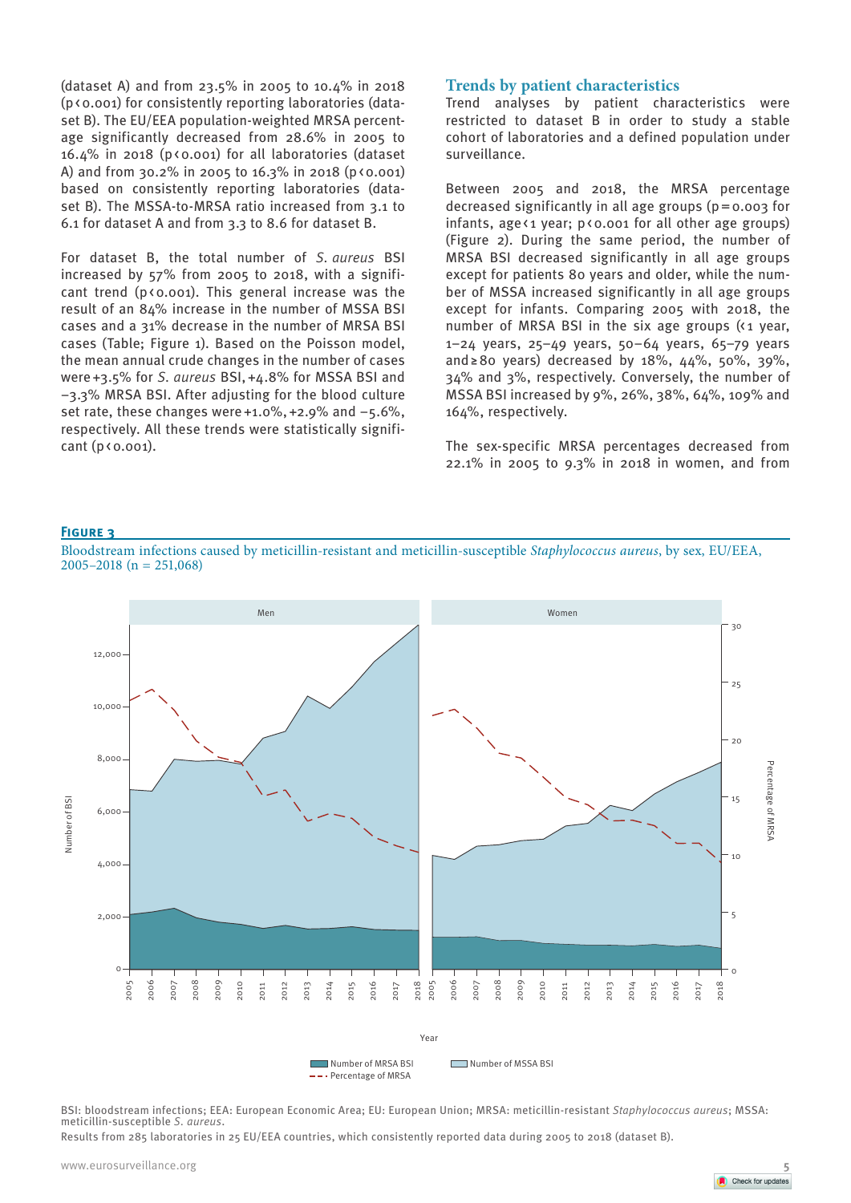(dataset A) and from 23.5% in 2005 to 10.4% in 2018 ($p < 0.001$) for consistently reporting laboratories (dataset B). The EU/EEA population-weighted MRSA percentage significantly decreased from 28.6% in 2005 to 16.4% in 2018 ($p < 0.001$) for all laboratories (dataset A) and from 30.2% in 2005 to 16.3% in 2018 ($p < 0.001$) based on consistently reporting laboratories (dataset B). The MSSA-to-MRSA ratio increased from 3.1 to 6.1 for dataset A and from 3.3 to 8.6 for dataset B.

For dataset B, the total number of *S. aureus* BSI increased by 57% from 2005 to 2018, with a significant trend ($p < 0.001$). This general increase was the result of an 84% increase in the number of MSSA BSI cases and a 31% decrease in the number of MRSA BSI cases (Table; Figure 1). Based on the Poisson model, the mean annual crude changes in the number of cases were +3.5% for *S. aureus* BSI, +4.8% for MSSA BSI and −3.3% MRSA BSI. After adjusting for the blood culture set rate, these changes were +1.0%, +2.9% and −5.6%, respectively. All these trends were statistically significant ($p < 0.001$).

## Trends by patient characteristics

Trend analyses by patient characteristics were restricted to dataset B in order to study a stable cohort of laboratories and a defined population under surveillance.

Between 2005 and 2018, the MRSA percentage decreased significantly in all age groups ($p = 0.003$ for infants, age < 1 year; $p < 0.001$ for all other age groups) (Figure 2). During the same period, the number of MRSA BSI decreased significantly in all age groups except for patients 80 years and older, while the number of MSSA increased significantly in all age groups except for infants. Comparing 2005 with 2018, the number of MRSA BSI in the six age groups (< 1 year, 1–24 years, 25–49 years, 50–64 years, 65–79 years and ≥ 80 years) decreased by 18%, 44%, 50%, 39%, 34% and 3%, respectively. Conversely, the number of MSSA BSI increased by 9%, 26%, 38%, 64%, 109% and 164%, respectively.

The sex-specific MRSA percentages decreased from 22.1% in 2005 to 9.3% in 2018 in women, and from

**Figure 3**

Bloodstream infections caused by meticillin-resistant and meticillin-susceptible *Staphylococcus aureus*, by sex, EU/EEA, 2005–2018 (n = 251,068)

BSI: bloodstream infections; EEA: European Economic Area; EU: European Union; MRSA: meticillin-resistant *Staphylococcus aureus*; MSSA: meticillin-susceptible *S. aureus*.

Results from 285 laboratories in 25 EU/EEA countries, which consistently reported data during 2005 to 2018 (dataset B).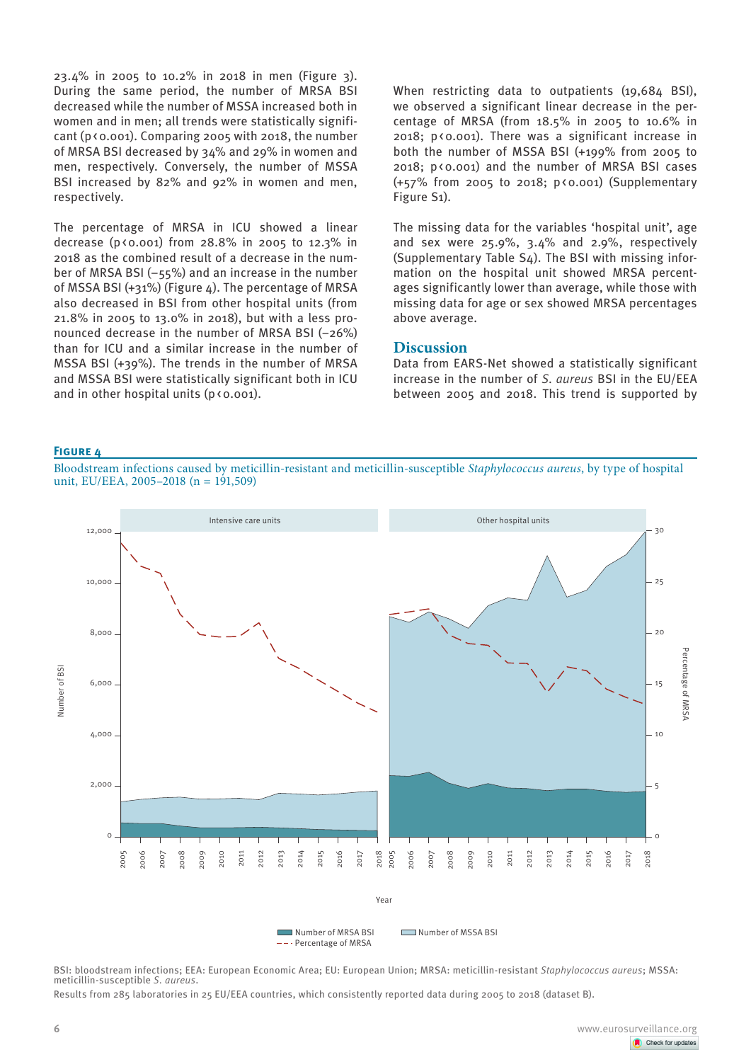23.4% in 2005 to 10.2% in 2018 in men (Figure 3). During the same period, the number of MRSA BSI decreased while the number of MSSA increased both in women and in men; all trends were statistically significant ($p < 0.001$). Comparing 2005 with 2018, the number of MRSA BSI decreased by 34% and 29% in women and men, respectively. Conversely, the number of MSSA BSI increased by 82% and 92% in women and men, respectively.

The percentage of MRSA in ICU showed a linear decrease ($p < 0.001$) from 28.8% in 2005 to 12.3% in 2018 as the combined result of a decrease in the number of MRSA BSI (−55%) and an increase in the number of MSSA BSI (+31%) (Figure 4). The percentage of MRSA also decreased in BSI from other hospital units (from 21.8% in 2005 to 13.0% in 2018), but with a less pronounced decrease in the number of MRSA BSI (−26%) than for ICU and a similar increase in the number of MSSA BSI (+39%). The trends in the number of MRSA and MSSA BSI were statistically significant both in ICU and in other hospital units ($p < 0.001$).

When restricting data to outpatients (19,684 BSI), we observed a significant linear decrease in the percentage of MRSA (from 18.5% in 2005 to 10.6% in 2018; $p < 0.001$). There was a significant increase in both the number of MSSA BSI (+199% from 2005 to 2018; $p < 0.001$) and the number of MRSA BSI cases (+57% from 2005 to 2018; $p < 0.001$) (Supplementary Figure S1).

The missing data for the variables 'hospital unit', age and sex were 25.9%, 3.4% and 2.9%, respectively (Supplementary Table S4). The BSI with missing information on the hospital unit showed MRSA percentages significantly lower than average, while those with missing data for age or sex showed MRSA percentages above average.

## Discussion

Data from EARS-Net showed a statistically significant increase in the number of *S. aureus* BSI in the EU/EEA between 2005 and 2018. This trend is supported by

**Figure 4**

Bloodstream infections caused by meticillin-resistant and meticillin-susceptible *Staphylococcus aureus*, by type of hospital unit, EU/EEA, 2005–2018 (n = 191,509)

BSI: bloodstream infections; EEA: European Economic Area; EU: European Union; MRSA: meticillin-resistant *Staphylococcus aureus*; MSSA: meticillin-susceptible *S. aureus*.

Results from 285 laboratories in 25 EU/EEA countries, which consistently reported data during 2005 to 2018 (dataset B).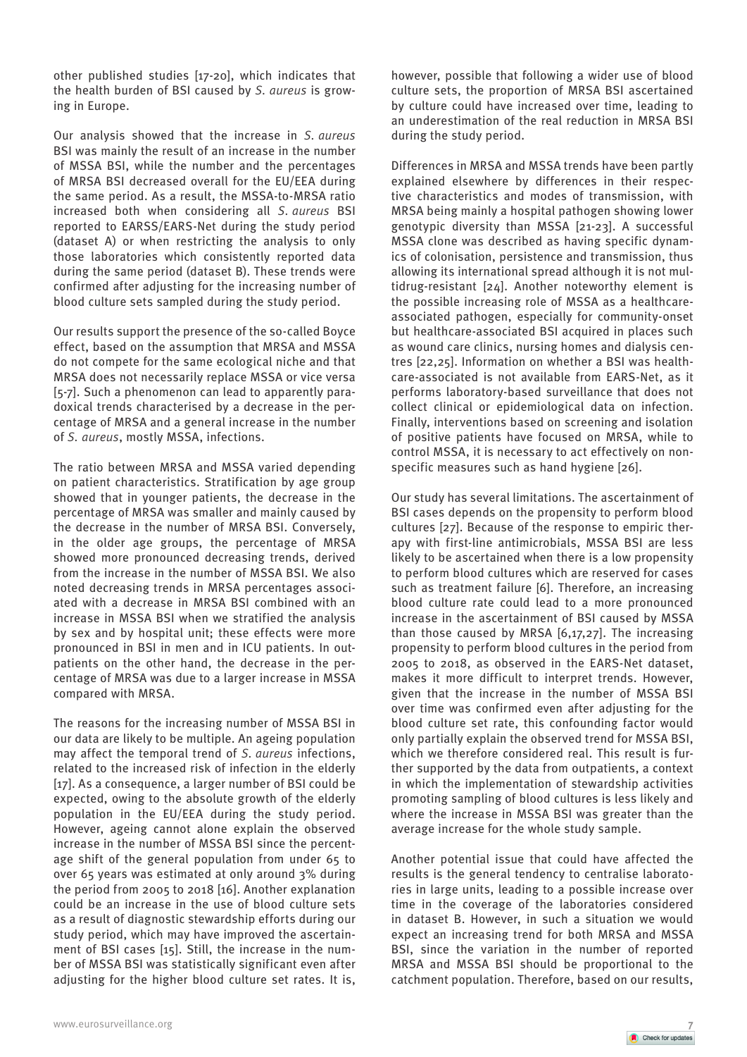other published studies [17-20], which indicates that the health burden of BSI caused by *S. aureus* is growing in Europe.

Our analysis showed that the increase in *S. aureus* BSI was mainly the result of an increase in the number of MSSA BSI, while the number and the percentages of MRSA BSI decreased overall for the EU/EEA during the same period. As a result, the MSSA-to-MRSA ratio increased both when considering all *S. aureus* BSI reported to EARSS/EARS-Net during the study period (dataset A) or when restricting the analysis to only those laboratories which consistently reported data during the same period (dataset B). These trends were confirmed after adjusting for the increasing number of blood culture sets sampled during the study period.

Our results support the presence of the so-called Boyce effect, based on the assumption that MRSA and MSSA do not compete for the same ecological niche and that MRSA does not necessarily replace MSSA or vice versa [5-7]. Such a phenomenon can lead to apparently paradoxical trends characterised by a decrease in the percentage of MRSA and a general increase in the number of *S. aureus*, mostly MSSA, infections.

The ratio between MRSA and MSSA varied depending on patient characteristics. Stratification by age group showed that in younger patients, the decrease in the percentage of MRSA was smaller and mainly caused by the decrease in the number of MRSA BSI. Conversely, in the older age groups, the percentage of MRSA showed more pronounced decreasing trends, derived from the increase in the number of MSSA BSI. We also noted decreasing trends in MRSA percentages associated with a decrease in MRSA BSI combined with an increase in MSSA BSI when we stratified the analysis by sex and by hospital unit; these effects were more pronounced in BSI in men and in ICU patients. In outpatients on the other hand, the decrease in the percentage of MRSA was due to a larger increase in MSSA compared with MRSA.

The reasons for the increasing number of MSSA BSI in our data are likely to be multiple. An ageing population may affect the temporal trend of *S. aureus* infections, related to the increased risk of infection in the elderly [17]. As a consequence, a larger number of BSI could be expected, owing to the absolute growth of the elderly population in the EU/EEA during the study period. However, ageing cannot alone explain the observed increase in the number of MSSA BSI since the percentage shift of the general population from under 65 to over 65 years was estimated at only around 3% during the period from 2005 to 2018 [16]. Another explanation could be an increase in the use of blood culture sets as a result of diagnostic stewardship efforts during our study period, which may have improved the ascertainment of BSI cases [15]. Still, the increase in the number of MSSA BSI was statistically significant even after adjusting for the higher blood culture set rates. It is, however, possible that following a wider use of blood culture sets, the proportion of MRSA BSI ascertained by culture could have increased over time, leading to an underestimation of the real reduction in MRSA BSI during the study period.

Differences in MRSA and MSSA trends have been partly explained elsewhere by differences in their respective characteristics and modes of transmission, with MRSA being mainly a hospital pathogen showing lower genotypic diversity than MSSA [21-23]. A successful MSSA clone was described as having specific dynamics of colonisation, persistence and transmission, thus allowing its international spread although it is not multidrug-resistant [24]. Another noteworthy element is the possible increasing role of MSSA as a healthcare-associated pathogen, especially for community-onset but healthcare-associated BSI acquired in places such as wound care clinics, nursing homes and dialysis centres [22,25]. Information on whether a BSI was healthcare-associated is not available from EARS-Net, as it performs laboratory-based surveillance that does not collect clinical or epidemiological data on infection. Finally, interventions based on screening and isolation of positive patients have focused on MRSA, while to control MSSA, it is necessary to act effectively on non-specific measures such as hand hygiene [26].

Our study has several limitations. The ascertainment of BSI cases depends on the propensity to perform blood cultures [27]. Because of the response to empiric therapy with first-line antimicrobials, MSSA BSI are less likely to be ascertained when there is a low propensity to perform blood cultures which are reserved for cases such as treatment failure [6]. Therefore, an increasing blood culture rate could lead to a more pronounced increase in the ascertainment of BSI caused by MSSA than those caused by MRSA [6,17,27]. The increasing propensity to perform blood cultures in the period from 2005 to 2018, as observed in the EARS-Net dataset, makes it more difficult to interpret trends. However, given that the increase in the number of MSSA BSI over time was confirmed even after adjusting for the blood culture set rate, this confounding factor would only partially explain the observed trend for MSSA BSI, which we therefore considered real. This result is further supported by the data from outpatients, a context in which the implementation of stewardship activities promoting sampling of blood cultures is less likely and where the increase in MSSA BSI was greater than the average increase for the whole study sample.

Another potential issue that could have affected the results is the general tendency to centralise laboratories in large units, leading to a possible increase over time in the coverage of the laboratories considered in dataset B. However, in such a situation we would expect an increasing trend for both MRSA and MSSA BSI, since the variation in the number of reported MRSA and MSSA BSI should be proportional to the catchment population. Therefore, based on our results,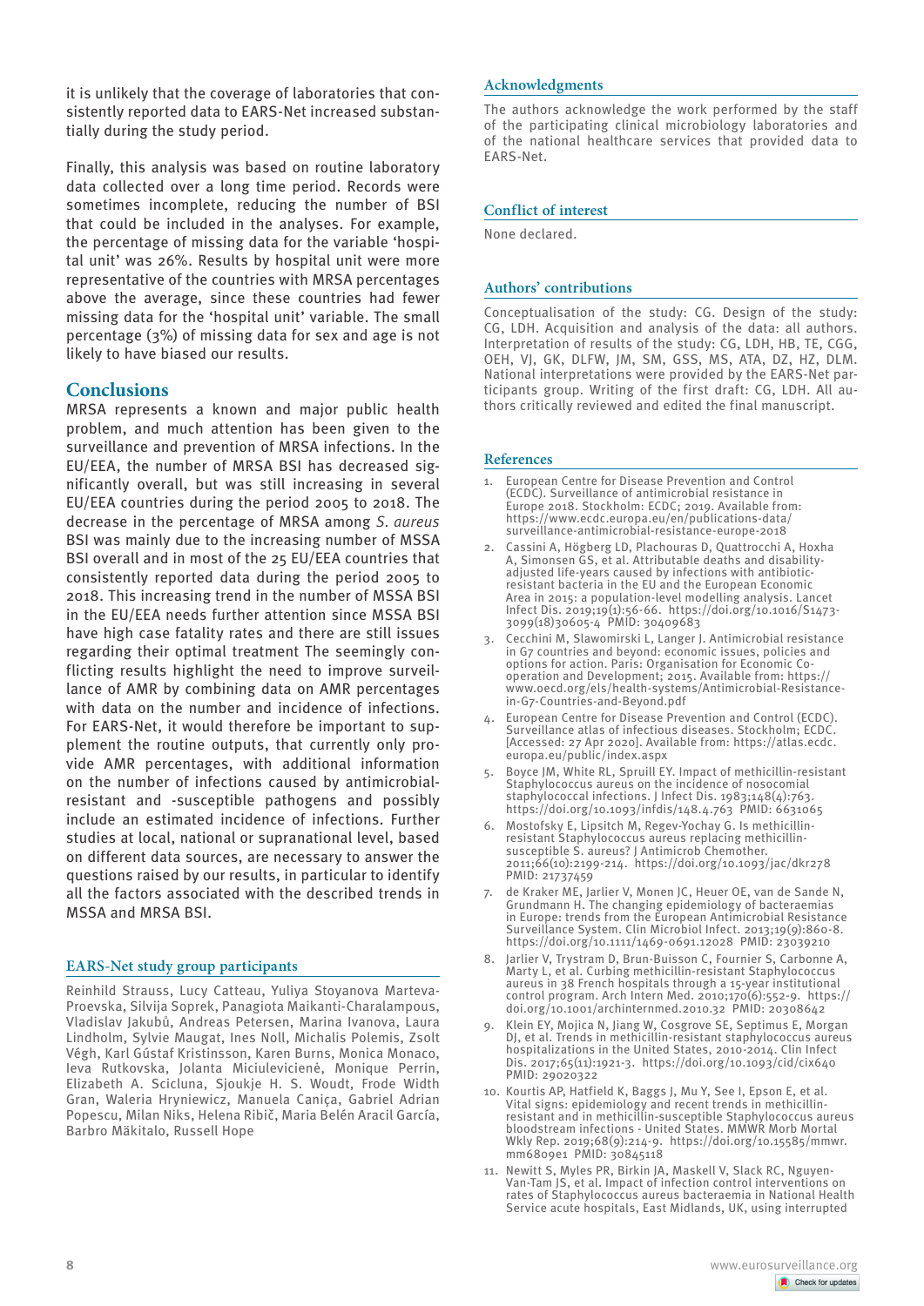it is unlikely that the coverage of laboratories that consistently reported data to EARS-Net increased substantially during the study period.

Finally, this analysis was based on routine laboratory data collected over a long time period. Records were sometimes incomplete, reducing the number of BSI that could be included in the analyses. For example, the percentage of missing data for the variable 'hospital unit' was 26%. Results by hospital unit were more representative of the countries with MRSA percentages above the average, since these countries had fewer missing data for the 'hospital unit' variable. The small percentage (3%) of missing data for sex and age is not likely to have biased our results.

## Conclusions

MRSA represents a known and major public health problem, and much attention has been given to the surveillance and prevention of MRSA infections. In the EU/EEA, the number of MRSA BSI has decreased significantly overall, but was still increasing in several EU/EEA countries during the period 2005 to 2018. The decrease in the percentage of MRSA among *S. aureus* BSI was mainly due to the increasing number of MSSA BSI overall and in most of the 25 EU/EEA countries that consistently reported data during the period 2005 to 2018. This increasing trend in the number of MSSA BSI in the EU/EEA needs further attention since MSSA BSI have high case fatality rates and there are still issues regarding their optimal treatment The seemingly conflicting results highlight the need to improve surveillance of AMR by combining data on AMR percentages with data on the number and incidence of infections. For EARS-Net, it would therefore be important to supplement the routine outputs, that currently only provide AMR percentages, with additional information on the number of infections caused by antimicrobial-resistant and -susceptible pathogens and possibly include an estimated incidence of infections. Further studies at local, national or supranational level, based on different data sources, are necessary to answer the questions raised by our results, in particular to identify all the factors associated with the described trends in MSSA and MRSA BSI.

### EARS-Net study group participants

Reinhild Strauss, Lucy Catteau, Yuliya Stoyanova Marteva-Proevska, Silvija Soprek, Panagiota Maikanti-Charalampous, Vladislav Jakubů, Andreas Petersen, Marina Ivanova, Laura Lindholm, Sylvie Maugat, Ines Noll, Michalis Polemis, Zsolt Végh, Karl Gústaf Kristinsson, Karen Burns, Monica Monaco, Ieva Rutkovska, Jolanta Miciulevičienė, Monique Perrin, Elizabeth A. Scicluna, Sjoukje H. S. Woudt, Frode Width Gran, Waleria Hryniewicz, Manuela Caniça, Gabriel Adrian Popescu, Milan Niks, Helena Ribič, Maria Belén Aracil García, Barbro Mäkitalo, Russell Hope

### Acknowledgments

The authors acknowledge the work performed by the staff of the participating clinical microbiology laboratories and of the national healthcare services that provided data to EARS-Net.

### Conflict of interest

None declared.

### Authors' contributions

Conceptualisation of the study: CG. Design of the study: CG, LDH. Acquisition and analysis of the data: all authors. Interpretation of results of the study: CG, LDH, HB, TE, CGG, OEH, VJ, GK, DLFW, JM, SM, GSS, MS, ATA, DZ, HZ, DLM. National interpretations were provided by the EARS-Net participants group. Writing of the first draft: CG, LDH. All authors critically reviewed and edited the final manuscript.

### References

1. European Centre for Disease Prevention and Control (ECDC). Surveillance of antimicrobial resistance in Europe 2018. Stockholm: ECDC; 2019. Available from: https://www.ecdc.europa.eu/en/publications-data/surveillance-antimicrobial-resistance-europe-2018
2. Cassini A, Högberg LD, Plachouras D, Quattrocchi A, Hoxha A, Simonsen GS, et al. Attributable deaths and disability-adjusted life-years caused by infections with antibiotic-resistant bacteria in the EU and the European Economic Area in 2015: a population-level modelling analysis. Lancet Infect Dis. 2019;19(1):56-66. https://doi.org/10.1016/S1473-3099(18)30605-4 PMID: 30409683
3. Cecchini M, Slawomirski L, Langer J. Antimicrobial resistance in G7 countries and beyond: economic issues, policies and options for action. Paris: Organisation for Economic Co-operation and Development; 2015. Available from: https://www.oecd.org/els/health-systems/Antimicrobial-Resistance-in-G7-Countries-and-Beyond.pdf
4. European Centre for Disease Prevention and Control (ECDC). Surveillance atlas of infectious diseases. Stockholm; ECDC. [Accessed: 27 Apr 2020]. Available from: https://atlas.ecdc.europa.eu/public/index.aspx
5. Boyce JM, White RL, Spruill EY. Impact of methicillin-resistant Staphylococcus aureus on the incidence of nosocomial staphylococcal infections. J Infect Dis. 1983;148(4):763. https://doi.org/10.1093/infdis/148.4.763 PMID: 6631065
6. Mostofsky E, Lipsitch M, Regev-Yochay G. Is methicillin-resistant Staphylococcus aureus replacing methicillin-susceptible S. aureus? J Antimicrob Chemother. 2011;66(10):2199-214. https://doi.org/10.1093/jac/dkr278 PMID: 21737459
7. de Kraker ME, Jarlier V, Monen JC, Heuer OE, van de Sande N, Grundmann H. The changing epidemiology of bacteraemias in Europe: trends from the European Antimicrobial Resistance Surveillance System. Clin Microbiol Infect. 2013;19(9):860-8. https://doi.org/10.1111/1469-0691.12028 PMID: 23039210
8. Jarlier V, Trystram D, Brun-Buisson C, Fournier S, Carbonne A, Marty L, et al. Curbing methicillin-resistant Staphylococcus aureus in 38 French hospitals through a 15-year institutional control program. Arch Intern Med. 2010;170(6):552-9. https://doi.org/10.1001/archinternmed.2010.32 PMID: 20308642
9. Klein EY, Mojica N, Jiang W, Cosgrove SE, Septimus E, Morgan DJ, et al. Trends in methicillin-resistant staphylococcus aureus hospitalizations in the United States, 2010-2014. Clin Infect Dis. 2017;65(11):1921-3. https://doi.org/10.1093/cid/cix640 PMID: 29020322
10. Kourtis AP, Hatfield K, Baggs J, Mu Y, See I, Epson E, et al. Vital signs: epidemiology and recent trends in methicillin-resistant and in methicillin-susceptible Staphylococcus aureus bloodstream infections - United States. MMWR Morb Mortal Wkly Rep. 2019;68(9):214-9. https://doi.org/10.15585/mmwr.mm6809e1 PMID: 30845118
11. Newitt S, Myles PR, Birkin JA, Maskell V, Slack RC, Nguyen-Van-Tam JS, et al. Impact of infection control interventions on rates of Staphylococcus aureus bacteraemia in National Health Service acute hospitals, East Midlands, UK, using interrupted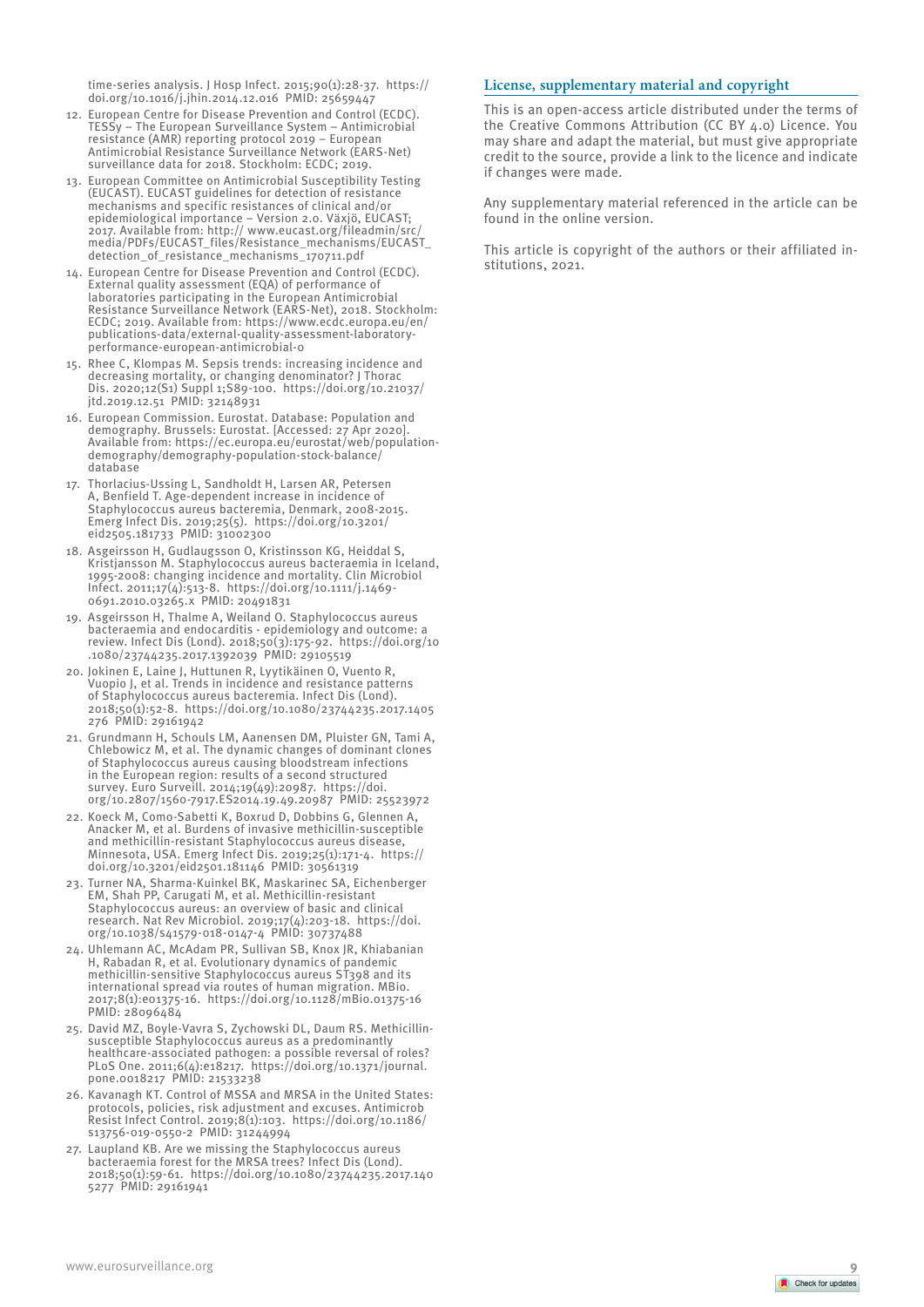time-series analysis. J Hosp Infect. 2015;90(1):28-37. https://doi.org/10.1016/j.jhin.2014.12.016 PMID: 25659447

12. European Centre for Disease Prevention and Control (ECDC). TESSy – The European Surveillance System – Antimicrobial resistance (AMR) reporting protocol 2019 – European Antimicrobial Resistance Surveillance Network (EARS-Net) surveillance data for 2018. Stockholm: ECDC; 2019.
13. European Committee on Antimicrobial Susceptibility Testing (EUCAST). EUCAST guidelines for detection of resistance mechanisms and specific resistances of clinical and/or epidemiological importance – Version 2.0. Växjö, EUCAST; 2017. Available from: http:// www.eucast.org/fileadmin/src/media/PDFs/EUCAST_files/Resistance_mechanisms/EUCAST_detection_of_resistance_mechanisms_170711.pdf
14. European Centre for Disease Prevention and Control (ECDC). External quality assessment (EQA) of performance of laboratories participating in the European Antimicrobial Resistance Surveillance Network (EARS-Net), 2018. Stockholm: ECDC; 2019. Available from: https://www.ecdc.europa.eu/en/publications-data/external-quality-assessment-laboratory-performance-european-antimicrobial-0
15. Rhee C, Klompas M. Sepsis trends: increasing incidence and decreasing mortality, or changing denominator? J Thorac Dis. 2020;12(S1) Suppl 1;S89-100. https://doi.org/10.21037/jtd.2019.12.51 PMID: 32148931
16. European Commission. Eurostat. Database: Population and demography. Brussels: Eurostat. [Accessed: 27 Apr 2020]. Available from: https://ec.europa.eu/eurostat/web/population-demography/demography-population-stock-balance/database
17. Thorlacius-Ussing L, Sandholdt H, Larsen AR, Petersen A, Benfield T. Age-dependent increase in incidence of Staphylococcus aureus bacteremia, Denmark, 2008-2015. Emerg Infect Dis. 2019;25(5). https://doi.org/10.3201/eid2505.181733 PMID: 31002300
18. Asgeirsson H, Gudlaugsson O, Kristinsson KG, Heiddal S, Kristjansson M. Staphylococcus aureus bacteraemia in Iceland, 1995-2008: changing incidence and mortality. Clin Microbiol Infect. 2011;17(4):513-8. https://doi.org/10.1111/j.1469-0691.2010.03265.x PMID: 20491831
19. Asgeirsson H, Thalme A, Weiland O. Staphylococcus aureus bacteraemia and endocarditis - epidemiology and outcome: a review. Infect Dis (Lond). 2018;50(3):175-92. https://doi.org/10.1080/23744235.2017.1392039 PMID: 29105519
20. Jokinen E, Laine J, Huttunen R, Lyytikäinen O, Vuento R, Vuopio J, et al. Trends in incidence and resistance patterns of Staphylococcus aureus bacteremia. Infect Dis (Lond). 2018;50(1):52-8. https://doi.org/10.1080/23744235.2017.1405276 PMID: 29161942
21. Grundmann H, Schouls LM, Aanensen DM, Pluister GN, Tami A, Chlebowicz M, et al. The dynamic changes of dominant clones of Staphylococcus aureus causing bloodstream infections in the European region: results of a second structured survey. Euro Surveill. 2014;19(49):20987. https://doi.org/10.2807/1560-7917.ES2014.19.49.20987 PMID: 25523972
22. Koeck M, Como-Sabetti K, Boxrud D, Dobbins G, Glennen A, Anacker M, et al. Burdens of invasive methicillin-susceptible and methicillin-resistant Staphylococcus aureus disease, Minnesota, USA. Emerg Infect Dis. 2019;25(1):171-4. https://doi.org/10.3201/eid2501.181146 PMID: 30561319
23. Turner NA, Sharma-Kuinkel BK, Maskarinec SA, Eichenberger EM, Shah PP, Carugati M, et al. Methicillin-resistant Staphylococcus aureus: an overview of basic and clinical research. Nat Rev Microbiol. 2019;17(4):203-18. https://doi.org/10.1038/s41579-018-0147-4 PMID: 30737488
24. Uhlemann AC, McAdam PR, Sullivan SB, Knox JR, Khiabanian H, Rabadan R, et al. Evolutionary dynamics of pandemic methicillin-sensitive Staphylococcus aureus ST398 and its international spread via routes of human migration. MBio. 2017;8(1):e01375-16. https://doi.org/10.1128/mBio.01375-16 PMID: 28096484
25. David MZ, Boyle-Vavra S, Zychowski DL, Daum RS. Methicillin-susceptible Staphylococcus aureus as a predominantly healthcare-associated pathogen: a possible reversal of roles? PLoS One. 2011;6(4):e18217. https://doi.org/10.1371/journal.pone.0018217 PMID: 21533238
26. Kavanagh KT. Control of MSSA and MRSA in the United States: protocols, policies, risk adjustment and excuses. Antimicrob Resist Infect Control. 2019;8(1):103. https://doi.org/10.1186/s13756-019-0550-2 PMID: 31244994
27. Laupland KB. Are we missing the Staphylococcus aureus bacteraemia forest for the MRSA trees? Infect Dis (Lond). 2018;50(1):59-61. https://doi.org/10.1080/23744235.2017.1405277 PMID: 29161941

## License, supplementary material and copyright

This is an open-access article distributed under the terms of the Creative Commons Attribution (CC BY 4.0) Licence. You may share and adapt the material, but must give appropriate credit to the source, provide a link to the licence and indicate if changes were made.

Any supplementary material referenced in the article can be found in the online version.

This article is copyright of the authors or their affiliated institutions, 2021.